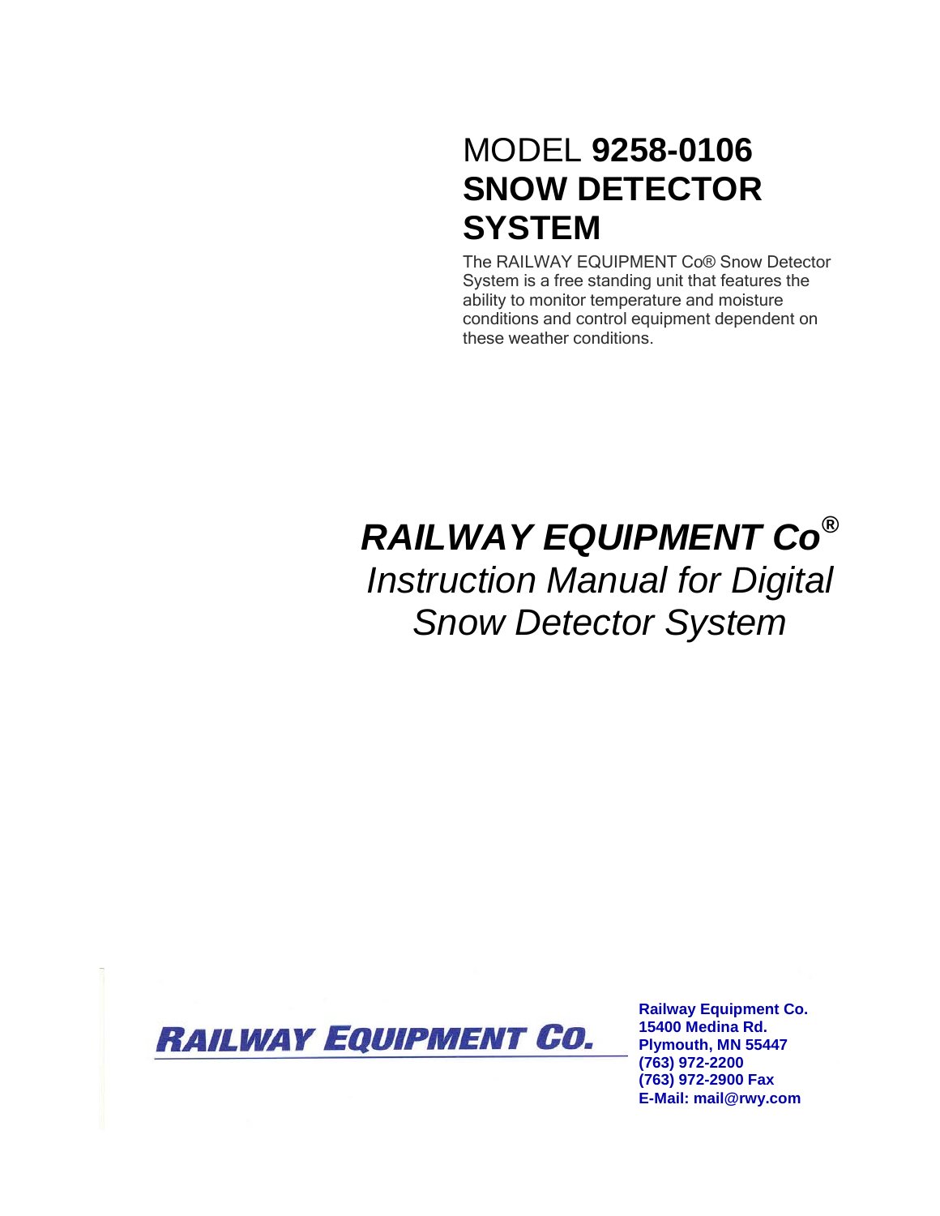# MODEL **9258-0106** SNOW DETECTOR SYSTEM

The RAILWAY EQUIPMENT Co® Snow Detector System is a free standing unit that features the ability to monitor temperature and moisture conditions and control equipment dependent on these weather conditions.

## ***RAILWAY EQUIPMENT Co®***

## *Instruction Manual for Digital Snow Detector System*

RAILWAY EQUIPMENT CO.

**Railway Equipment Co.**
**15400 Medina Rd.**
**Plymouth, MN 55447**
**(763) 972-2200**
**(763) 972-2900 Fax**
**E-Mail: mail@rwy.com**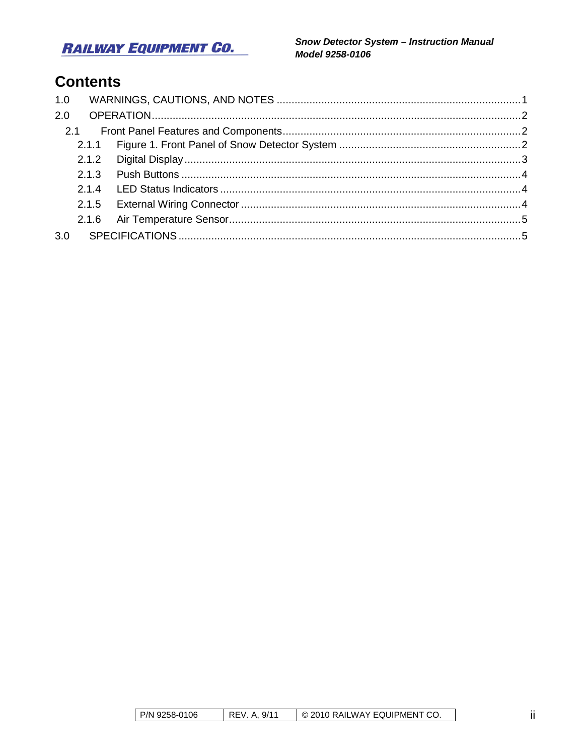# Contents

1.0 WARNINGS, CAUTIONS, AND NOTES ........................................ 1
2.0 OPERATION ........................................ 2
- 2.1 Front Panel Features and Components ........................................ 2
  - 2.1.1 Figure 1. Front Panel of Snow Detector System ........................................ 2
  - 2.1.2 Digital Display ........................................ 3
  - 2.1.3 Push Buttons ........................................ 4
  - 2.1.4 LED Status Indicators ........................................ 4
  - 2.1.5 External Wiring Connector ........................................ 4
  - 2.1.6 Air Temperature Sensor ........................................ 5

3.0 SPECIFICATIONS ........................................ 5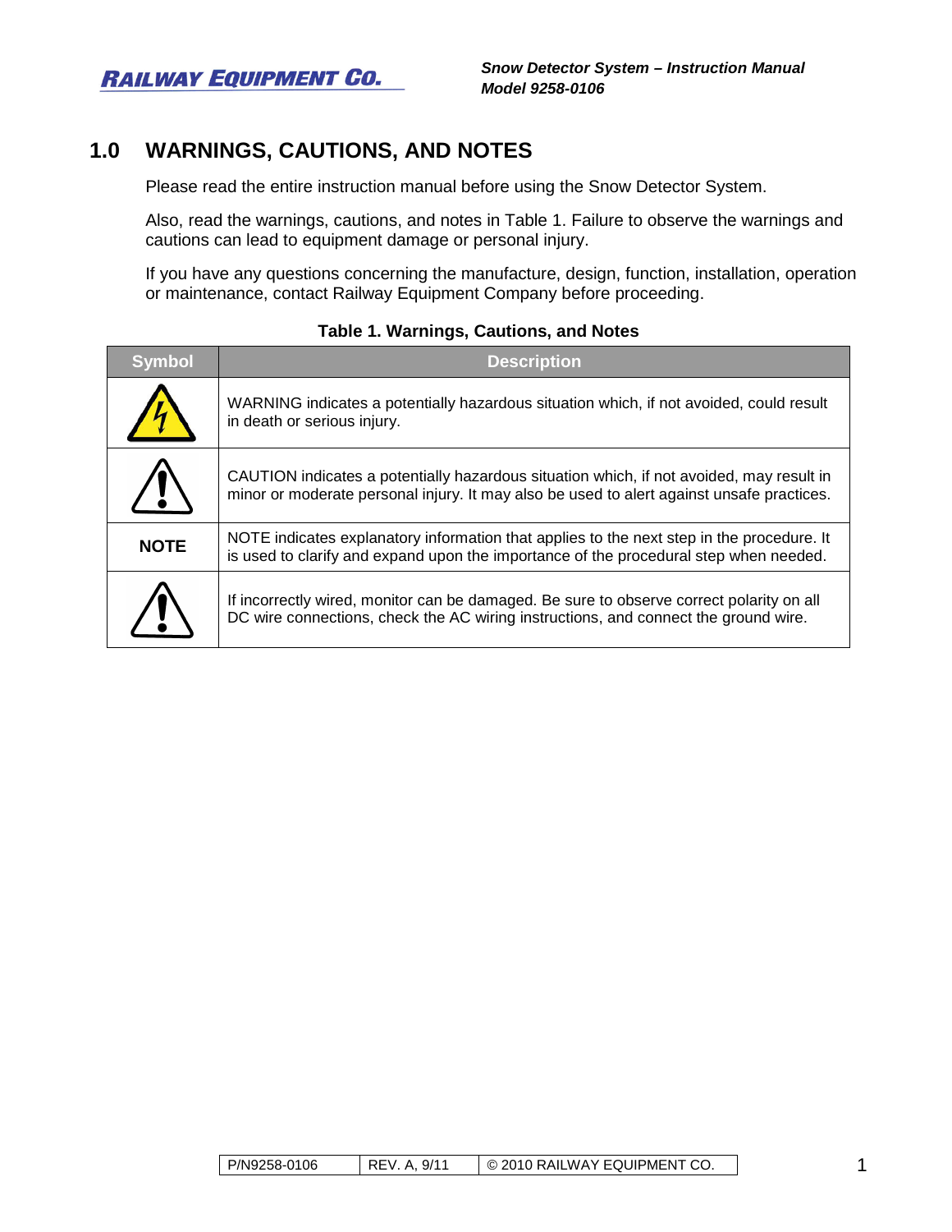## 1.0 WARNINGS, CAUTIONS, AND NOTES

Please read the entire instruction manual before using the Snow Detector System.

Also, read the warnings, cautions, and notes in Table 1. Failure to observe the warnings and cautions can lead to equipment damage or personal injury.

If you have any questions concerning the manufacture, design, function, installation, operation or maintenance, contact Railway Equipment Company before proceeding.

**Table 1. Warnings, Cautions, and Notes**

| Symbol | Description |
| --- | --- |
| | WARNING indicates a potentially hazardous situation which, if not avoided, could result in death or serious injury. |
| | CAUTION indicates a potentially hazardous situation which, if not avoided, may result in minor or moderate personal injury. It may also be used to alert against unsafe practices. |
| **NOTE** | NOTE indicates explanatory information that applies to the next step in the procedure. It is used to clarify and expand upon the importance of the procedural step when needed. |
| | If incorrectly wired, monitor can be damaged. Be sure to observe correct polarity on all DC wire connections, check the AC wiring instructions, and connect the ground wire. |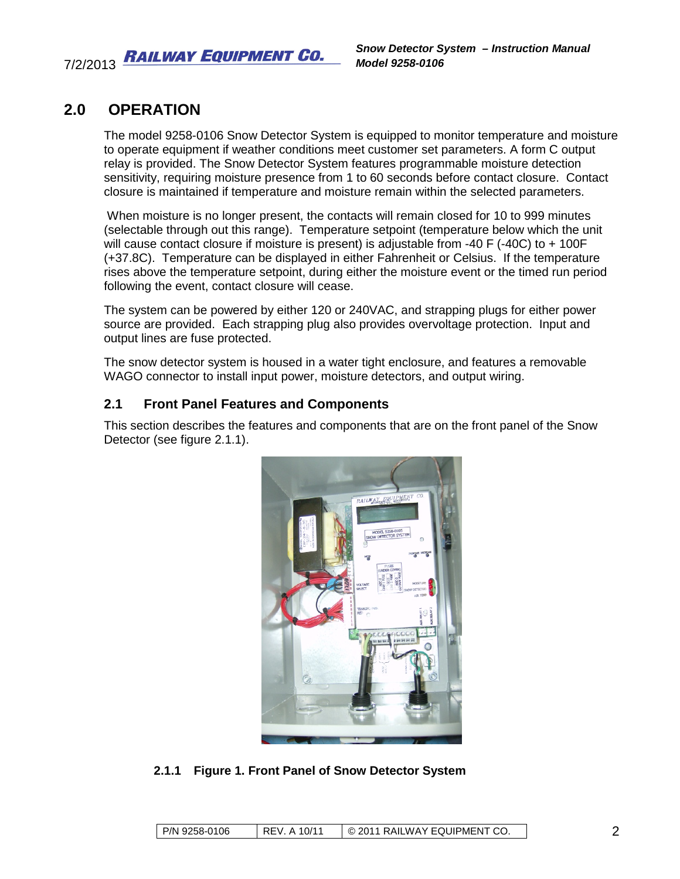# 2.0 OPERATION

The model 9258-0106 Snow Detector System is equipped to monitor temperature and moisture to operate equipment if weather conditions meet customer set parameters. A form C output relay is provided. The Snow Detector System features programmable moisture detection sensitivity, requiring moisture presence from 1 to 60 seconds before contact closure. Contact closure is maintained if temperature and moisture remain within the selected parameters.

When moisture is no longer present, the contacts will remain closed for 10 to 999 minutes (selectable through out this range). Temperature setpoint (temperature below which the unit will cause contact closure if moisture is present) is adjustable from -40 F (-40C) to + 100F (+37.8C). Temperature can be displayed in either Fahrenheit or Celsius. If the temperature rises above the temperature setpoint, during either the moisture event or the timed run period following the event, contact closure will cease.

The system can be powered by either 120 or 240VAC, and strapping plugs for either power source are provided. Each strapping plug also provides overvoltage protection. Input and output lines are fuse protected.

The snow detector system is housed in a water tight enclosure, and features a removable WAGO connector to install input power, moisture detectors, and output wiring.

## 2.1 Front Panel Features and Components

This section describes the features and components that are on the front panel of the Snow Detector (see figure 2.1.1).

**2.1.1 Figure 1. Front Panel of Snow Detector System**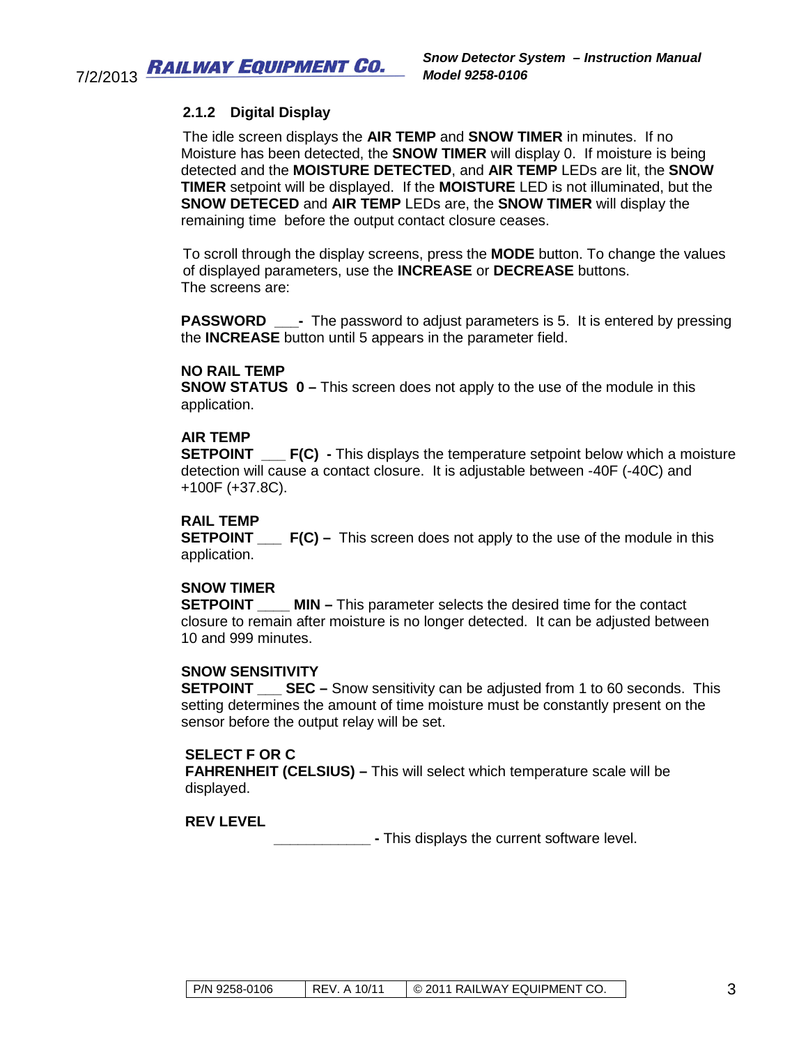### 2.1.2 Digital Display

The idle screen displays the **AIR TEMP** and **SNOW TIMER** in minutes. If no Moisture has been detected, the **SNOW TIMER** will display 0. If moisture is being detected and the **MOISTURE DETECTED**, and **AIR TEMP** LEDs are lit, the **SNOW TIMER** setpoint will be displayed. If the **MOISTURE** LED is not illuminated, but the **SNOW DETECED** and **AIR TEMP** LEDs are, the **SNOW TIMER** will display the remaining time before the output contact closure ceases.

To scroll through the display screens, press the **MODE** button. To change the values of displayed parameters, use the **INCREASE** or **DECREASE** buttons. The screens are:

**PASSWORD ___-** The password to adjust parameters is 5. It is entered by pressing the **INCREASE** button until 5 appears in the parameter field.

**NO RAIL TEMP**
**SNOW STATUS 0 –** This screen does not apply to the use of the module in this application.

**AIR TEMP**
**SETPOINT ___ F(C) -** This displays the temperature setpoint below which a moisture detection will cause a contact closure. It is adjustable between -40F (-40C) and +100F (+37.8C).

**RAIL TEMP**
**SETPOINT ___ F(C) –** This screen does not apply to the use of the module in this application.

**SNOW TIMER**
**SETPOINT ____ MIN –** This parameter selects the desired time for the contact closure to remain after moisture is no longer detected. It can be adjusted between 10 and 999 minutes.

**SNOW SENSITIVITY**
**SETPOINT ___ SEC –** Snow sensitivity can be adjusted from 1 to 60 seconds. This setting determines the amount of time moisture must be constantly present on the sensor before the output relay will be set.

**SELECT F OR C**
**FAHRENHEIT (CELSIUS) –** This will select which temperature scale will be displayed.

**REV LEVEL**
**____________ -** This displays the current software level.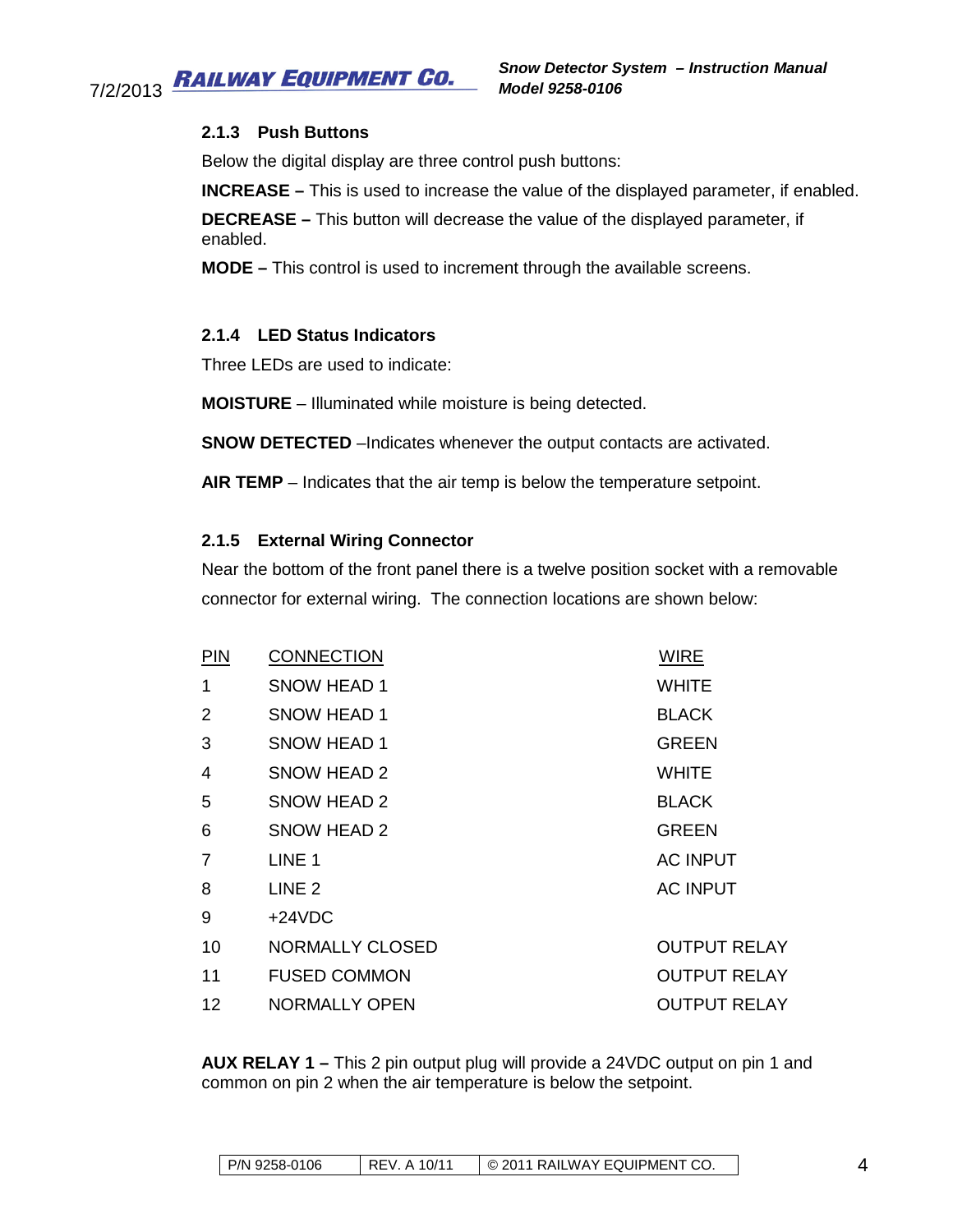### 2.1.3 Push Buttons

Below the digital display are three control push buttons:

**INCREASE –** This is used to increase the value of the displayed parameter, if enabled.

**DECREASE –** This button will decrease the value of the displayed parameter, if enabled.

**MODE –** This control is used to increment through the available screens.

### 2.1.4 LED Status Indicators

Three LEDs are used to indicate:

**MOISTURE** – Illuminated while moisture is being detected.

**SNOW DETECTED** –Indicates whenever the output contacts are activated.

**AIR TEMP** – Indicates that the air temp is below the temperature setpoint.

### 2.1.5 External Wiring Connector

Near the bottom of the front panel there is a twelve position socket with a removable connector for external wiring. The connection locations are shown below:

| PIN | CONNECTION | WIRE |
|---|---|---|
| 1 | SNOW HEAD 1 | WHITE |
| 2 | SNOW HEAD 1 | BLACK |
| 3 | SNOW HEAD 1 | GREEN |
| 4 | SNOW HEAD 2 | WHITE |
| 5 | SNOW HEAD 2 | BLACK |
| 6 | SNOW HEAD 2 | GREEN |
| 7 | LINE 1 | AC INPUT |
| 8 | LINE 2 | AC INPUT |
| 9 | +24VDC | |
| 10 | NORMALLY CLOSED | OUTPUT RELAY |
| 11 | FUSED COMMON | OUTPUT RELAY |
| 12 | NORMALLY OPEN | OUTPUT RELAY |

**AUX RELAY 1 –** This 2 pin output plug will provide a 24VDC output on pin 1 and common on pin 2 when the air temperature is below the setpoint.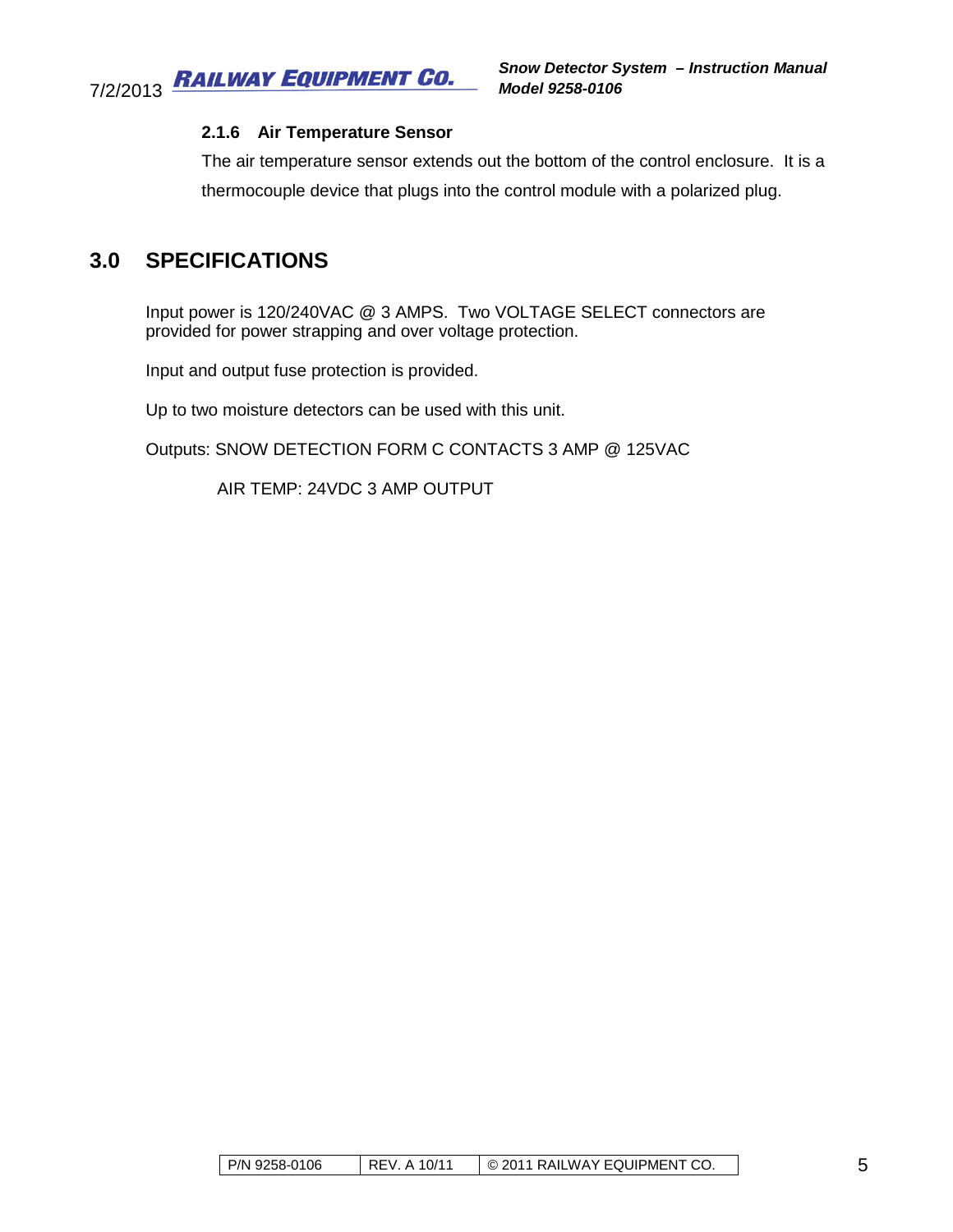### 2.1.6 Air Temperature Sensor

The air temperature sensor extends out the bottom of the control enclosure. It is a thermocouple device that plugs into the control module with a polarized plug.

## 3.0 SPECIFICATIONS

Input power is 120/240VAC @ 3 AMPS. Two VOLTAGE SELECT connectors are provided for power strapping and over voltage protection.

Input and output fuse protection is provided.

Up to two moisture detectors can be used with this unit.

Outputs: SNOW DETECTION FORM C CONTACTS 3 AMP @ 125VAC

AIR TEMP: 24VDC 3 AMP OUTPUT